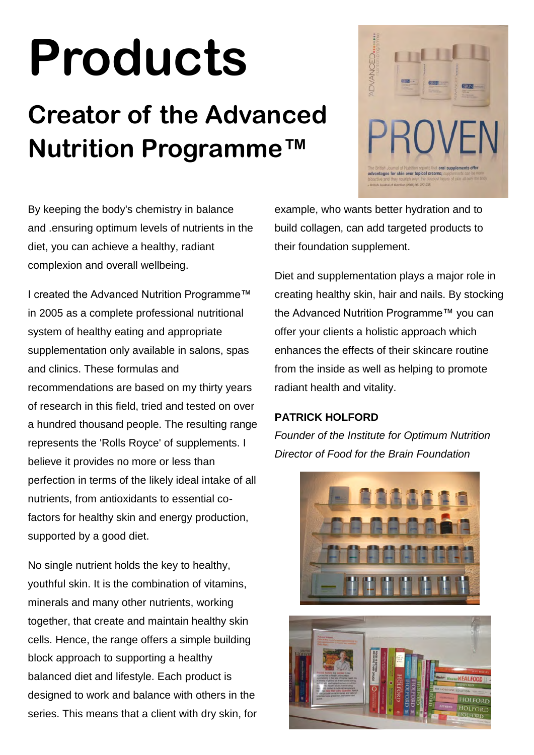# Products

## Creator of the Advanced Nutrition Programme™

By keeping the body's chemistry in balance and .ensuring optimum levels of nutrients in the diet, you can achieve a healthy, radiant complexion and overall wellbeing.

I created the Advanced Nutrition Programme™ in 2005 as a complete professional nutritional system of healthy eating and appropriate supplementation only available in salons, spas and clinics. These formulas and recommendations are based on my thirty years of research in this field, tried and tested on over a hundred thousand people. The resulting range represents the 'Rolls Royce' of supplements. I believe it provides no more or less than perfection in terms of the likely ideal intake of all nutrients, from antioxidants to essential co-factors for healthy skin and energy production, supported by a good diet.

No single nutrient holds the key to healthy, youthful skin. It is the combination of vitamins, minerals and many other nutrients, working together, that create and maintain healthy skin cells. Hence, the range offers a simple building block approach to supporting a healthy balanced diet and lifestyle. Each product is designed to work and balance with others in the series. This means that a client with dry skin, for example, who wants better hydration and to build collagen, can add targeted products to their foundation supplement.

Diet and supplementation plays a major role in creating healthy skin, hair and nails. By stocking the Advanced Nutrition Programme™ you can offer your clients a holistic approach which enhances the effects of their skincare routine from the inside as well as helping to promote radiant health and vitality.

**PATRICK HOLFORD**

*Founder of the Institute for Optimum Nutrition*
*Director of Food for the Brain Foundation*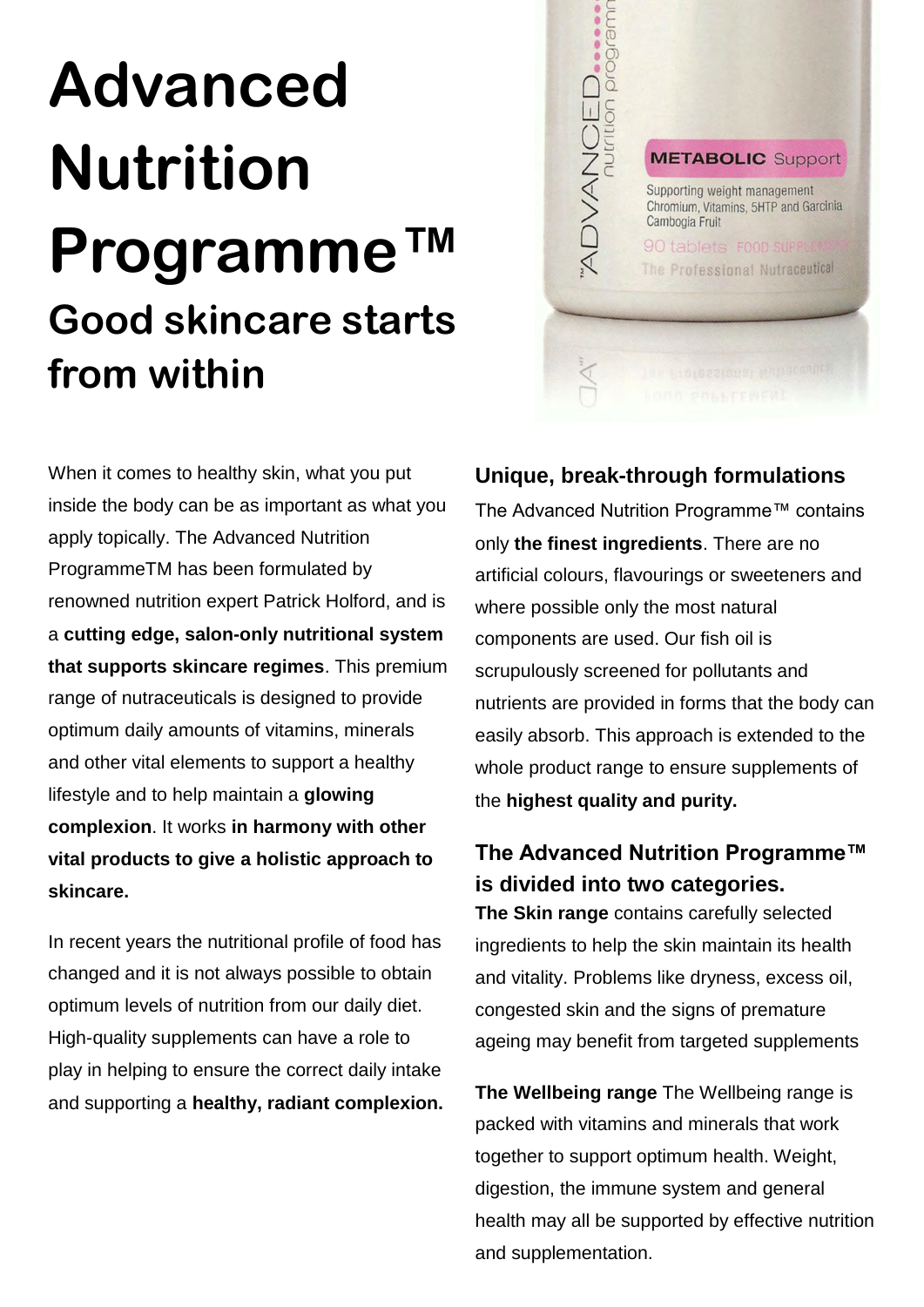# Advanced Nutrition Programme™

## Good skincare starts from within

When it comes to healthy skin, what you put inside the body can be as important as what you apply topically. The Advanced Nutrition ProgrammeTM has been formulated by renowned nutrition expert Patrick Holford, and is a **cutting edge, salon-only nutritional system that supports skincare regimes**. This premium range of nutraceuticals is designed to provide optimum daily amounts of vitamins, minerals and other vital elements to support a healthy lifestyle and to help maintain a **glowing complexion**. It works **in harmony with other vital products to give a holistic approach to skincare.**

In recent years the nutritional profile of food has changed and it is not always possible to obtain optimum levels of nutrition from our daily diet. High-quality supplements can have a role to play in helping to ensure the correct daily intake and supporting a **healthy, radiant complexion.**

### Unique, break-through formulations

The Advanced Nutrition Programme™ contains only **the finest ingredients**. There are no artificial colours, flavourings or sweeteners and where possible only the most natural components are used. Our fish oil is scrupulously screened for pollutants and nutrients are provided in forms that the body can easily absorb. This approach is extended to the whole product range to ensure supplements of the **highest quality and purity.**

### The Advanced Nutrition Programme™ is divided into two categories.

**The Skin range** contains carefully selected ingredients to help the skin maintain its health and vitality. Problems like dryness, excess oil, congested skin and the signs of premature ageing may benefit from targeted supplements

**The Wellbeing range** The Wellbeing range is packed with vitamins and minerals that work together to support optimum health. Weight, digestion, the immune system and general health may all be supported by effective nutrition and supplementation.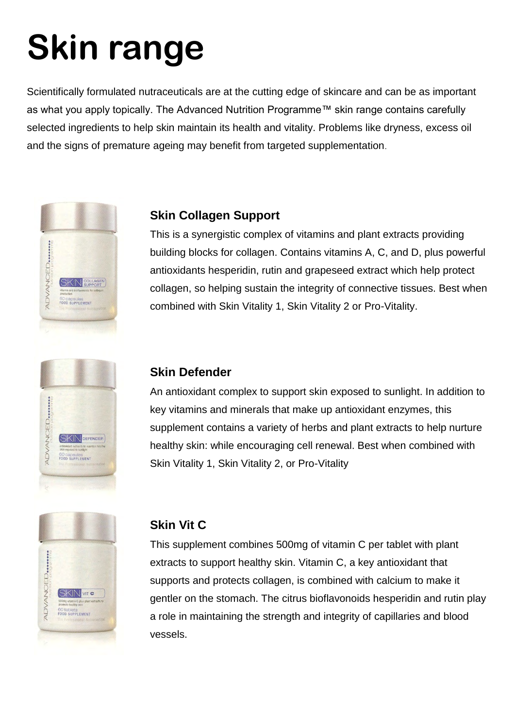# Skin range

Scientifically formulated nutraceuticals are at the cutting edge of skincare and can be as important as what you apply topically. The Advanced Nutrition Programme™ skin range contains carefully selected ingredients to help skin maintain its health and vitality. Problems like dryness, excess oil and the signs of premature ageing may benefit from targeted supplementation.

### Skin Collagen Support

This is a synergistic complex of vitamins and plant extracts providing building blocks for collagen. Contains vitamins A, C, and D, plus powerful antioxidants hesperidin, rutin and grapeseed extract which help protect collagen, so helping sustain the integrity of connective tissues. Best when combined with Skin Vitality 1, Skin Vitality 2 or Pro-Vitality.

### Skin Defender

An antioxidant complex to support skin exposed to sunlight. In addition to key vitamins and minerals that make up antioxidant enzymes, this supplement contains a variety of herbs and plant extracts to help nurture healthy skin: while encouraging cell renewal. Best when combined with Skin Vitality 1, Skin Vitality 2, or Pro-Vitality

### Skin Vit C

This supplement combines 500mg of vitamin C per tablet with plant extracts to support healthy skin. Vitamin C, a key antioxidant that supports and protects collagen, is combined with calcium to make it gentler on the stomach. The citrus bioflavonoids hesperidin and rutin play a role in maintaining the strength and integrity of capillaries and blood vessels.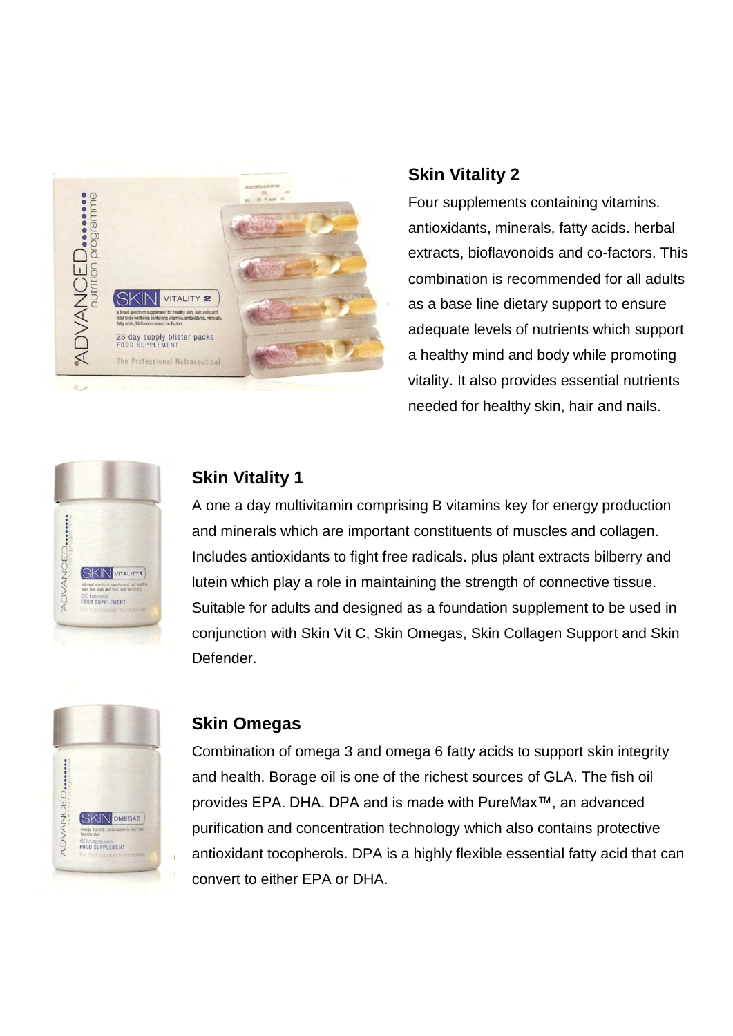## Skin Vitality 2

Four supplements containing vitamins. antioxidants, minerals, fatty acids. herbal extracts, bioflavonoids and co-factors. This combination is recommended for all adults as a base line dietary support to ensure adequate levels of nutrients which support a healthy mind and body while promoting vitality. It also provides essential nutrients needed for healthy skin, hair and nails.

## Skin Vitality 1

A one a day multivitamin comprising B vitamins key for energy production and minerals which are important constituents of muscles and collagen. Includes antioxidants to fight free radicals. plus plant extracts bilberry and lutein which play a role in maintaining the strength of connective tissue. Suitable for adults and designed as a foundation supplement to be used in conjunction with Skin Vit C, Skin Omegas, Skin Collagen Support and Skin Defender.

## Skin Omegas

Combination of omega 3 and omega 6 fatty acids to support skin integrity and health. Borage oil is one of the richest sources of GLA. The fish oil provides EPA. DHA. DPA and is made with PureMax™, an advanced purification and concentration technology which also contains protective antioxidant tocopherols. DPA is a highly flexible essential fatty acid that can convert to either EPA or DHA.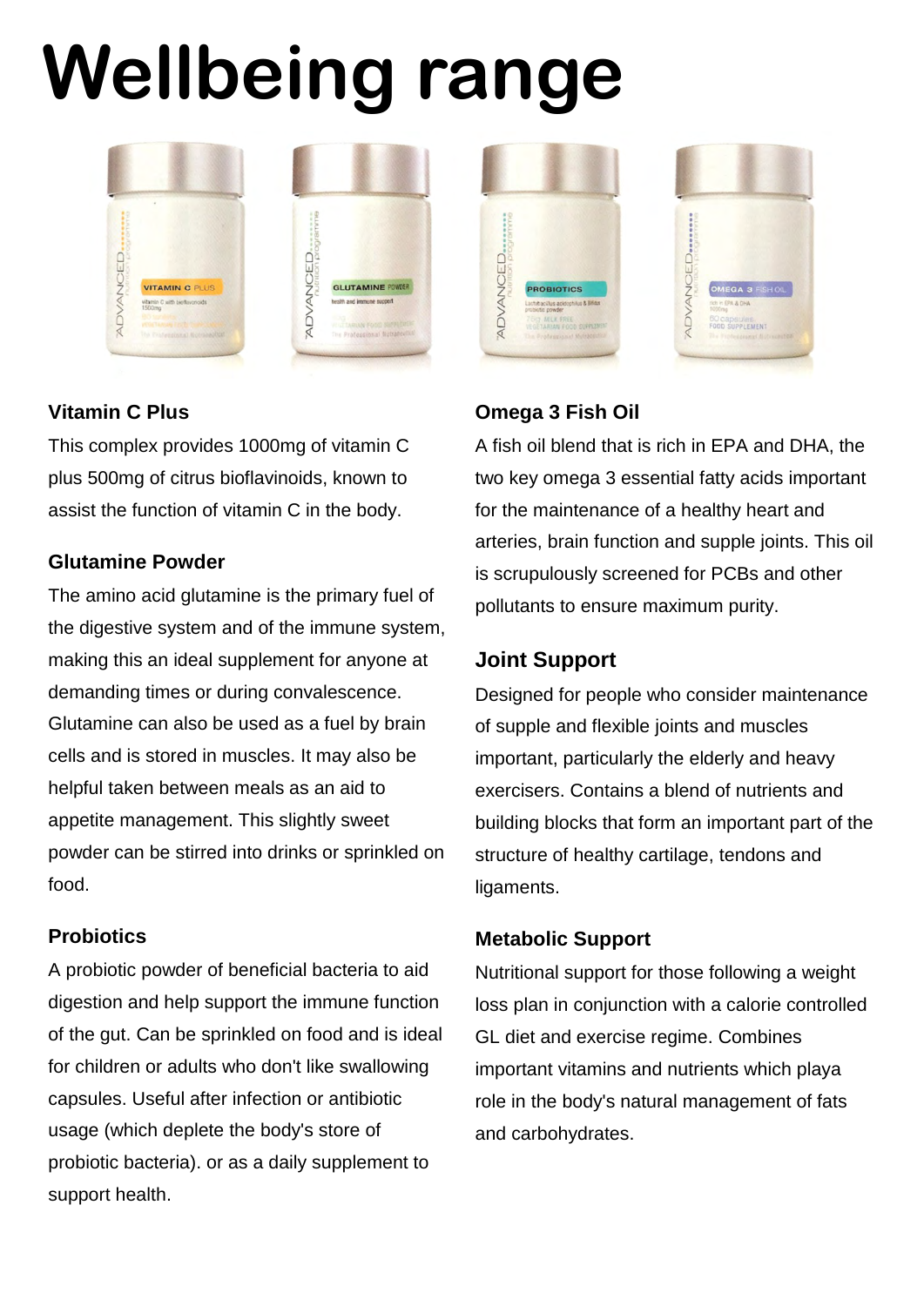# Wellbeing range

### Vitamin C Plus

This complex provides 1000mg of vitamin C plus 500mg of citrus bioflavinoids, known to assist the function of vitamin C in the body.

### Glutamine Powder

The amino acid glutamine is the primary fuel of the digestive system and of the immune system, making this an ideal supplement for anyone at demanding times or during convalescence. Glutamine can also be used as a fuel by brain cells and is stored in muscles. It may also be helpful taken between meals as an aid to appetite management. This slightly sweet powder can be stirred into drinks or sprinkled on food.

### Probiotics

A probiotic powder of beneficial bacteria to aid digestion and help support the immune function of the gut. Can be sprinkled on food and is ideal for children or adults who don't like swallowing capsules. Useful after infection or antibiotic usage (which deplete the body's store of probiotic bacteria). or as a daily supplement to support health.

### Omega 3 Fish Oil

A fish oil blend that is rich in EPA and DHA, the two key omega 3 essential fatty acids important for the maintenance of a healthy heart and arteries, brain function and supple joints. This oil is scrupulously screened for PCBs and other pollutants to ensure maximum purity.

### Joint Support

Designed for people who consider maintenance of supple and flexible joints and muscles important, particularly the elderly and heavy exercisers. Contains a blend of nutrients and building blocks that form an important part of the structure of healthy cartilage, tendons and ligaments.

### Metabolic Support

Nutritional support for those following a weight loss plan in conjunction with a calorie controlled GL diet and exercise regime. Combines important vitamins and nutrients which playa role in the body's natural management of fats and carbohydrates.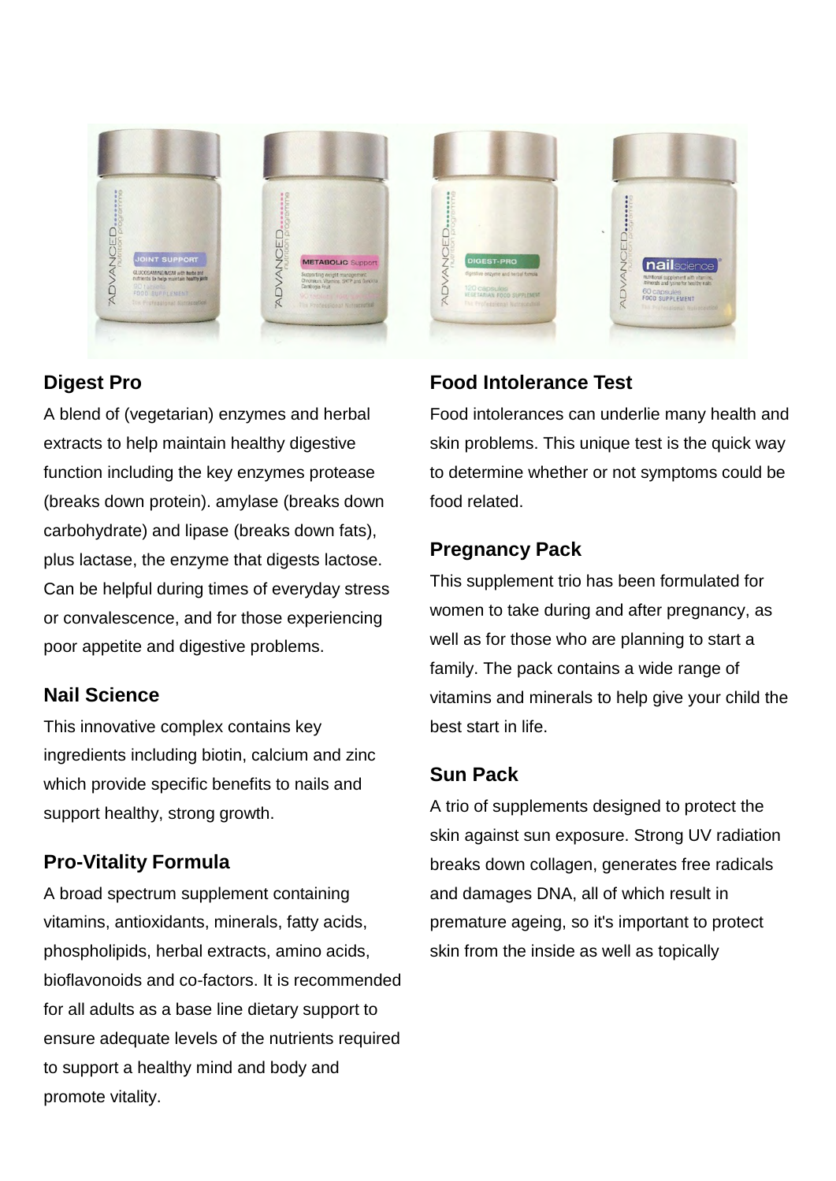## Digest Pro

A blend of (vegetarian) enzymes and herbal extracts to help maintain healthy digestive function including the key enzymes protease (breaks down protein). amylase (breaks down carbohydrate) and lipase (breaks down fats), plus lactase, the enzyme that digests lactose. Can be helpful during times of everyday stress or convalescence, and for those experiencing poor appetite and digestive problems.

## Nail Science

This innovative complex contains key ingredients including biotin, calcium and zinc which provide specific benefits to nails and support healthy, strong growth.

## Pro-Vitality Formula

A broad spectrum supplement containing vitamins, antioxidants, minerals, fatty acids, phospholipids, herbal extracts, amino acids, bioflavonoids and co-factors. It is recommended for all adults as a base line dietary support to ensure adequate levels of the nutrients required to support a healthy mind and body and promote vitality.

## Food Intolerance Test

Food intolerances can underlie many health and skin problems. This unique test is the quick way to determine whether or not symptoms could be food related.

## Pregnancy Pack

This supplement trio has been formulated for women to take during and after pregnancy, as well as for those who are planning to start a family. The pack contains a wide range of vitamins and minerals to help give your child the best start in life.

## Sun Pack

A trio of supplements designed to protect the skin against sun exposure. Strong UV radiation breaks down collagen, generates free radicals and damages DNA, all of which result in premature ageing, so it's important to protect skin from the inside as well as topically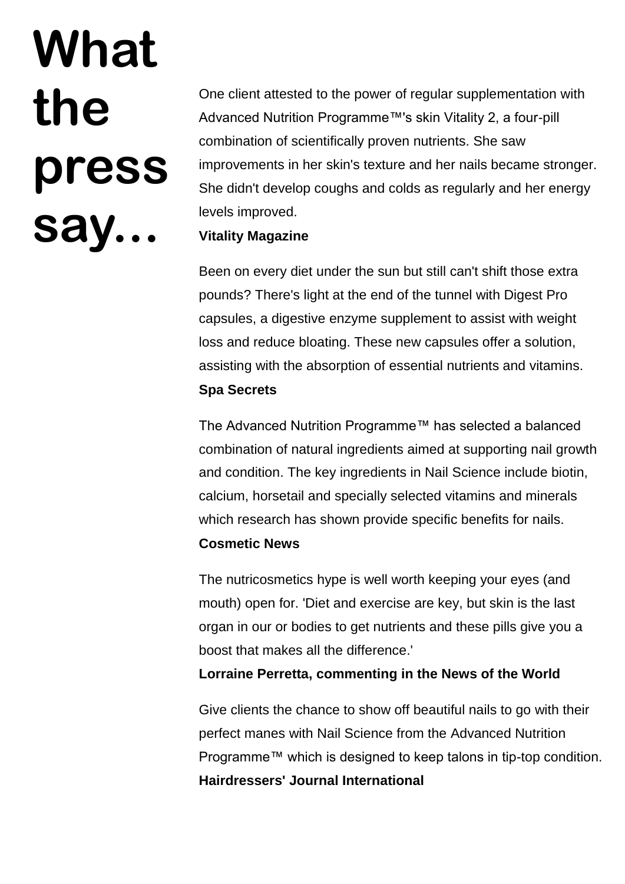# What the press say...

One client attested to the power of regular supplementation with Advanced Nutrition Programme™'s skin Vitality 2, a four-pill combination of scientifically proven nutrients. She saw improvements in her skin's texture and her nails became stronger. She didn't develop coughs and colds as regularly and her energy levels improved.

**Vitality Magazine**

Been on every diet under the sun but still can't shift those extra pounds? There's light at the end of the tunnel with Digest Pro capsules, a digestive enzyme supplement to assist with weight loss and reduce bloating. These new capsules offer a solution, assisting with the absorption of essential nutrients and vitamins.

**Spa Secrets**

The Advanced Nutrition Programme™ has selected a balanced combination of natural ingredients aimed at supporting nail growth and condition. The key ingredients in Nail Science include biotin, calcium, horsetail and specially selected vitamins and minerals which research has shown provide specific benefits for nails.

**Cosmetic News**

The nutricosmetics hype is well worth keeping your eyes (and mouth) open for. 'Diet and exercise are key, but skin is the last organ in our or bodies to get nutrients and these pills give you a boost that makes all the difference.'

**Lorraine Perretta, commenting in the News of the World**

Give clients the chance to show off beautiful nails to go with their perfect manes with Nail Science from the Advanced Nutrition Programme™ which is designed to keep talons in tip-top condition.

**Hairdressers' Journal International**